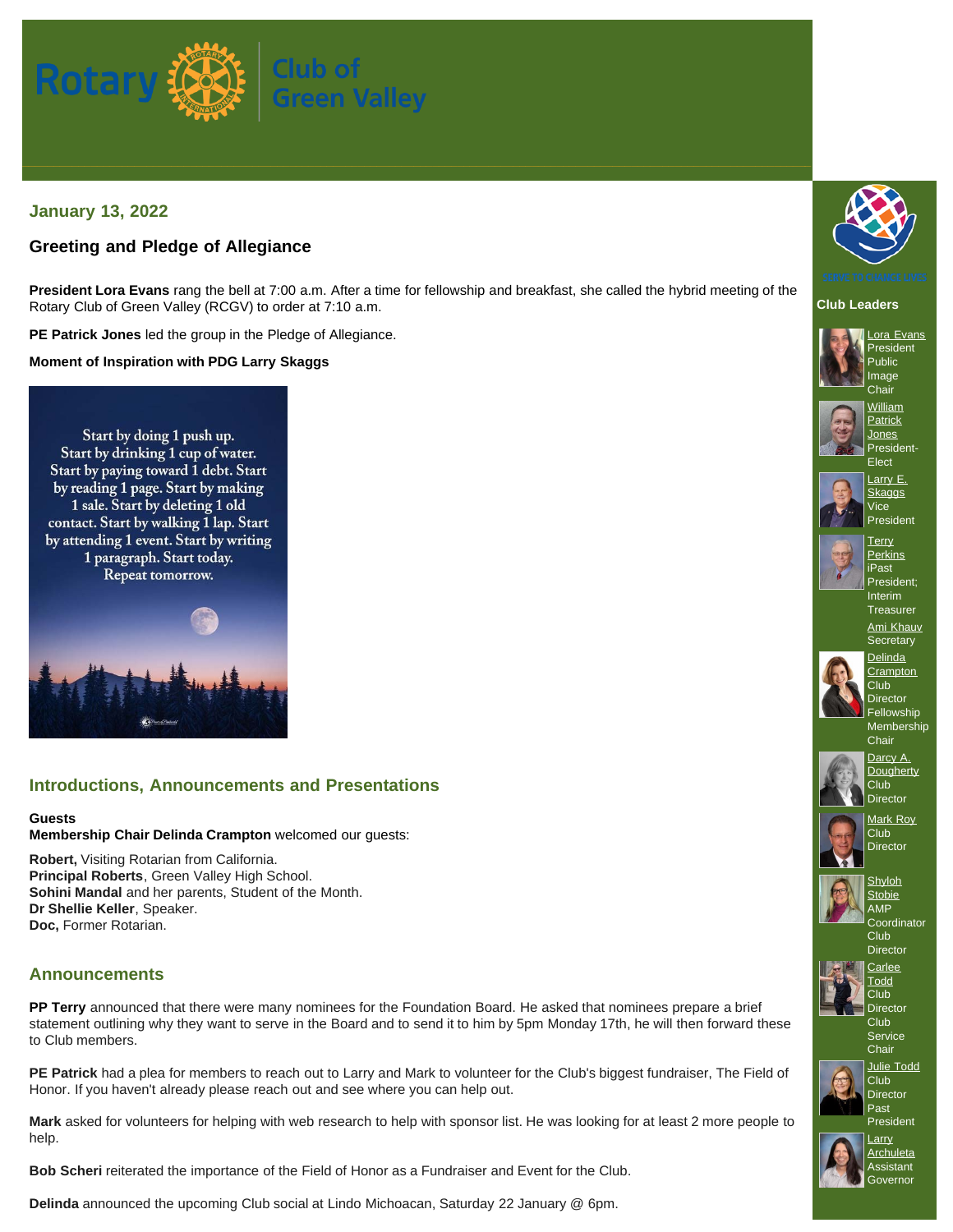# Rotary Club of Green Valley

## January 13, 2022

### Greeting and Pledge of Allegiance

**President Lora Evans** rang the bell at 7:00 a.m. After a time for fellowship and breakfast, she called the hybrid meeting of the Rotary Club of Green Valley (RCGV) to order at 7:10 a.m.

**PE Patrick Jones** led the group in the Pledge of Allegiance.

**Moment of Inspiration with PDG Larry Skaggs**

Start by doing 1 push up. Start by drinking 1 cup of water. Start by paying toward 1 debt. Start by reading 1 page. Start by making 1 sale. Start by deleting 1 old contact. Start by walking 1 lap. Start by attending 1 event. Start by writing 1 paragraph. Start today. Repeat tomorrow.

## Introductions, Announcements and Presentations

**Guests**
**Membership Chair Delinda Crampton** welcomed our guests:

**Robert,** Visiting Rotarian from California.
**Principal Roberts**, Green Valley High School.
**Sohini Mandal** and her parents, Student of the Month.
**Dr Shellie Keller**, Speaker.
**Doc,** Former Rotarian.

## Announcements

**PP Terry** announced that there were many nominees for the Foundation Board. He asked that nominees prepare a brief statement outlining why they want to serve in the Board and to send it to him by 5pm Monday 17th, he will then forward these to Club members.

**PE Patrick** had a plea for members to reach out to Larry and Mark to volunteer for the Club's biggest fundraiser, The Field of Honor. If you haven't already please reach out and see where you can help out.

**Mark** asked for volunteers for helping with web research to help with sponsor list. He was looking for at least 2 more people to help.

**Bob Scheri** reiterated the importance of the Field of Honor as a Fundraiser and Event for the Club.

**Delinda** announced the upcoming Club social at Lindo Michoacan, Saturday 22 January @ 6pm.

### Club Leaders

- Lora Evans – President, Public Image Chair
- William Patrick Jones – President-Elect
- Larry E. Skaggs – Vice President
- Terry Perkins – iPast President; Interim Treasurer
- Ami Khauv – Secretary
- Delinda Crampton – Club Director, Fellowship, Membership Chair
- Darcy A. Dougherty – Club Director
- Mark Roy – Club Director
- Shyloh Stobie – AMP Coordinator, Club Director
- Carlee Todd – Club Director, Club Service Chair
- Julie Todd – Club Director, Past President
- Larry Archuleta – Assistant Governor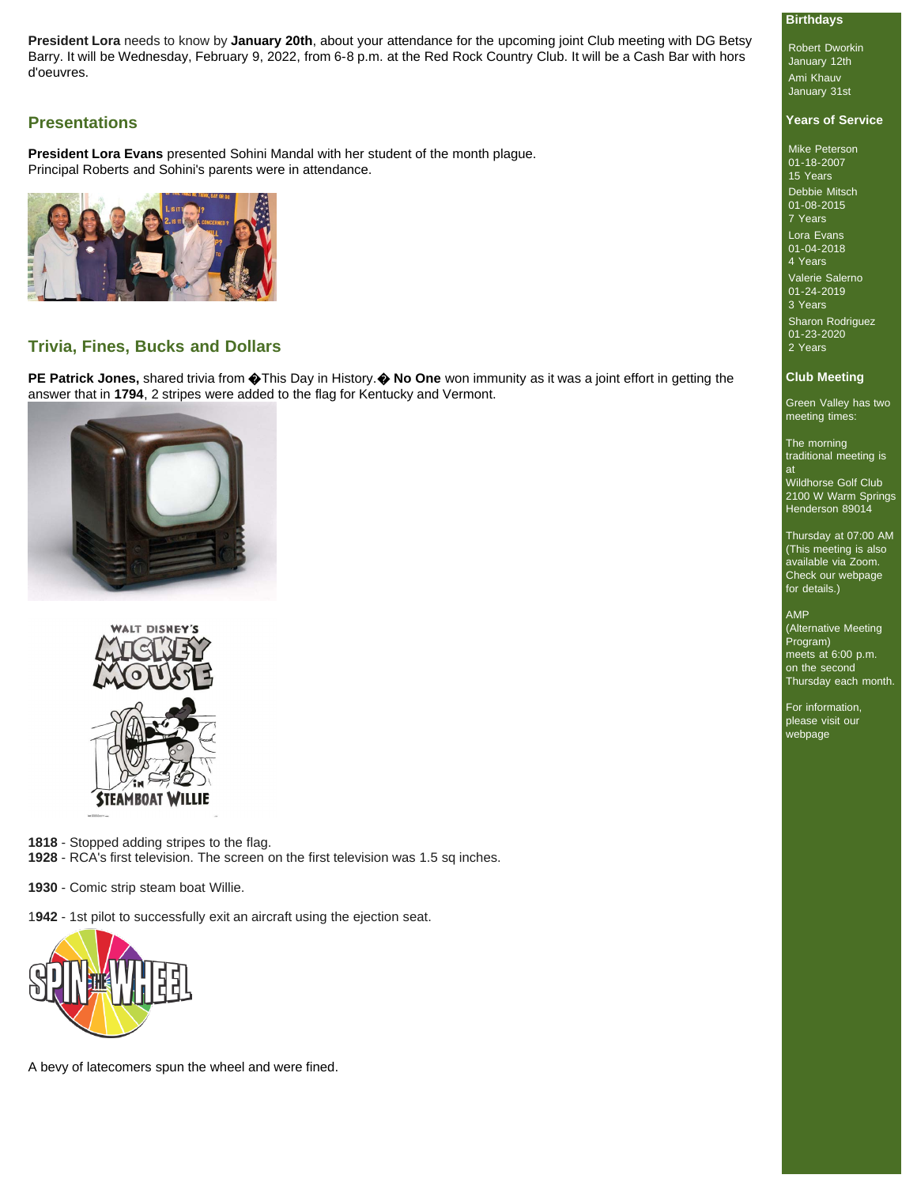**President Lora** needs to know by **January 20th**, about your attendance for the upcoming joint Club meeting with DG Betsy Barry. It will be Wednesday, February 9, 2022, from 6-8 p.m. at the Red Rock Country Club. It will be a Cash Bar with hors d'oeuvres.

## Presentations

**President Lora Evans** presented Sohini Mandal with her student of the month plague. Principal Roberts and Sohini's parents were in attendance.

## Trivia, Fines, Bucks and Dollars

**PE Patrick Jones,** shared trivia from �This Day in History.� **No One** won immunity as it was a joint effort in getting the answer that in **1794**, 2 stripes were added to the flag for Kentucky and Vermont.

**1818** - Stopped adding stripes to the flag.
**1928** - RCA's first television. The screen on the first television was 1.5 sq inches.

**1930** - Comic strip steam boat Willie.

**1942** - 1st pilot to successfully exit an aircraft using the ejection seat.

A bevy of latecomers spun the wheel and were fined.

### Birthdays

Robert Dworkin
January 12th

Ami Khauv
January 31st

### Years of Service

Mike Peterson
01-18-2007
15 Years

Debbie Mitsch
01-08-2015
7 Years

Lora Evans
01-04-2018
4 Years

Valerie Salerno
01-24-2019
3 Years

Sharon Rodriguez
01-23-2020
2 Years

### Club Meeting

Green Valley has two meeting times:

The morning traditional meeting is at
Wildhorse Golf Club
2100 W Warm Springs
Henderson 89014

Thursday at 07:00 AM
(This meeting is also available via Zoom. Check our webpage for details.)

AMP
(Alternative Meeting Program)
meets at 6:00 p.m. on the second Thursday each month.

For information, please visit our webpage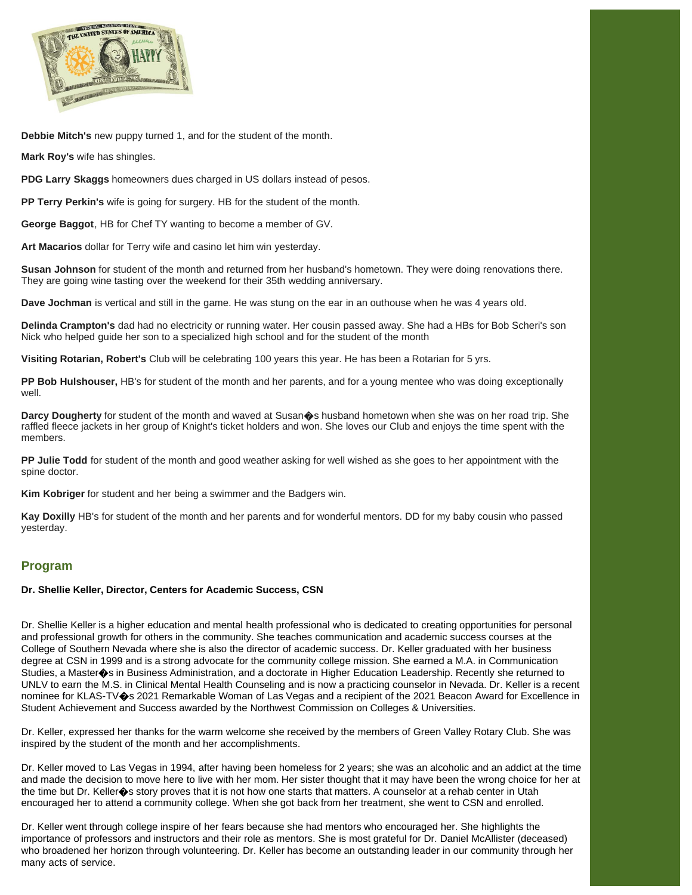**Debbie Mitch's** new puppy turned 1, and for the student of the month.

**Mark Roy's** wife has shingles.

**PDG Larry Skaggs** homeowners dues charged in US dollars instead of pesos.

**PP Terry Perkin's** wife is going for surgery. HB for the student of the month.

**George Baggot**, HB for Chef TY wanting to become a member of GV.

**Art Macarios** dollar for Terry wife and casino let him win yesterday.

**Susan Johnson** for student of the month and returned from her husband's hometown. They were doing renovations there. They are going wine tasting over the weekend for their 35th wedding anniversary.

**Dave Jochman** is vertical and still in the game. He was stung on the ear in an outhouse when he was 4 years old.

**Delinda Crampton's** dad had no electricity or running water. Her cousin passed away. She had a HBs for Bob Scheri's son Nick who helped guide her son to a specialized high school and for the student of the month

**Visiting Rotarian, Robert's** Club will be celebrating 100 years this year. He has been a Rotarian for 5 yrs.

**PP Bob Hulshouser,** HB's for student of the month and her parents, and for a young mentee who was doing exceptionally well.

**Darcy Dougherty** for student of the month and waved at Susan�s husband hometown when she was on her road trip. She raffled fleece jackets in her group of Knight's ticket holders and won. She loves our Club and enjoys the time spent with the members.

**PP Julie Todd** for student of the month and good weather asking for well wished as she goes to her appointment with the spine doctor.

**Kim Kobriger** for student and her being a swimmer and the Badgers win.

**Kay Doxilly** HB's for student of the month and her parents and for wonderful mentors. DD for my baby cousin who passed yesterday.

## Program

**Dr. Shellie Keller, Director, Centers for Academic Success, CSN**

Dr. Shellie Keller is a higher education and mental health professional who is dedicated to creating opportunities for personal and professional growth for others in the community. She teaches communication and academic success courses at the College of Southern Nevada where she is also the director of academic success. Dr. Keller graduated with her business degree at CSN in 1999 and is a strong advocate for the community college mission. She earned a M.A. in Communication Studies, a Master�s in Business Administration, and a doctorate in Higher Education Leadership. Recently she returned to UNLV to earn the M.S. in Clinical Mental Health Counseling and is now a practicing counselor in Nevada. Dr. Keller is a recent nominee for KLAS-TV�s 2021 Remarkable Woman of Las Vegas and a recipient of the 2021 Beacon Award for Excellence in Student Achievement and Success awarded by the Northwest Commission on Colleges & Universities.

Dr. Keller, expressed her thanks for the warm welcome she received by the members of Green Valley Rotary Club. She was inspired by the student of the month and her accomplishments.

Dr. Keller moved to Las Vegas in 1994, after having been homeless for 2 years; she was an alcoholic and an addict at the time and made the decision to move here to live with her mom. Her sister thought that it may have been the wrong choice for her at the time but Dr. Keller�s story proves that it is not how one starts that matters. A counselor at a rehab center in Utah encouraged her to attend a community college. When she got back from her treatment, she went to CSN and enrolled.

Dr. Keller went through college inspire of her fears because she had mentors who encouraged her. She highlights the importance of professors and instructors and their role as mentors. She is most grateful for Dr. Daniel McAllister (deceased) who broadened her horizon through volunteering. Dr. Keller has become an outstanding leader in our community through her many acts of service.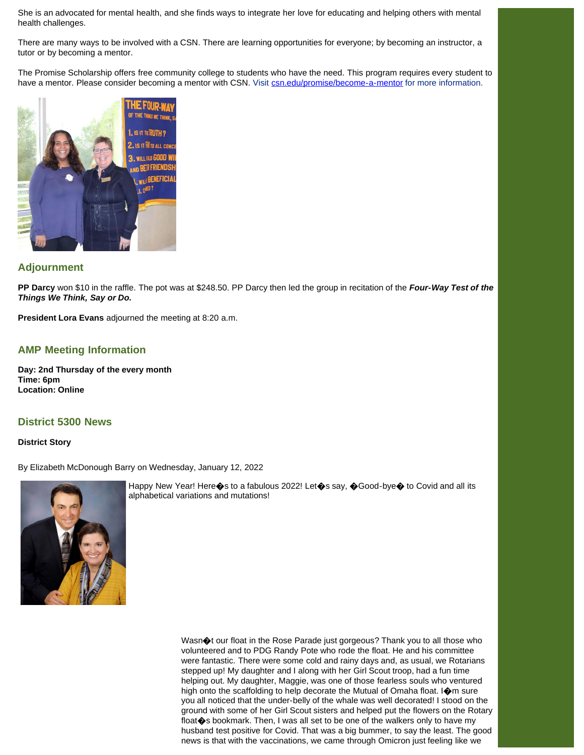She is an advocated for mental health, and she finds ways to integrate her love for educating and helping others with mental health challenges.

There are many ways to be involved with a CSN. There are learning opportunities for everyone; by becoming an instructor, a tutor or by becoming a mentor.

The Promise Scholarship offers free community college to students who have the need. This program requires every student to have a mentor. Please consider becoming a mentor with CSN. Visit csn.edu/promise/become-a-mentor for more information.

## Adjournment

**PP Darcy** won $10 in the raffle. The pot was at $248.50. PP Darcy then led the group in recitation of the ***Four-Way Test of the Things We Think, Say or Do.***

**President Lora Evans** adjourned the meeting at 8:20 a.m.

## AMP Meeting Information

**Day: 2nd Thursday of the every month**
**Time: 6pm**
**Location: Online**

## District 5300 News

**District Story**

By Elizabeth McDonough Barry on Wednesday, January 12, 2022

Happy New Year! Here�s to a fabulous 2022! Let�s say, �Good-bye� to Covid and all its alphabetical variations and mutations!

Wasn�t our float in the Rose Parade just gorgeous? Thank you to all those who volunteered and to PDG Randy Pote who rode the float. He and his committee were fantastic. There were some cold and rainy days and, as usual, we Rotarians stepped up! My daughter and I along with her Girl Scout troop, had a fun time helping out. My daughter, Maggie, was one of those fearless souls who ventured high onto the scaffolding to help decorate the Mutual of Omaha float. I�m sure you all noticed that the under-belly of the whale was well decorated! I stood on the ground with some of her Girl Scout sisters and helped put the flowers on the Rotary float�s bookmark. Then, I was all set to be one of the walkers only to have my husband test positive for Covid. That was a big bummer, to say the least. The good news is that with the vaccinations, we came through Omicron just feeling like we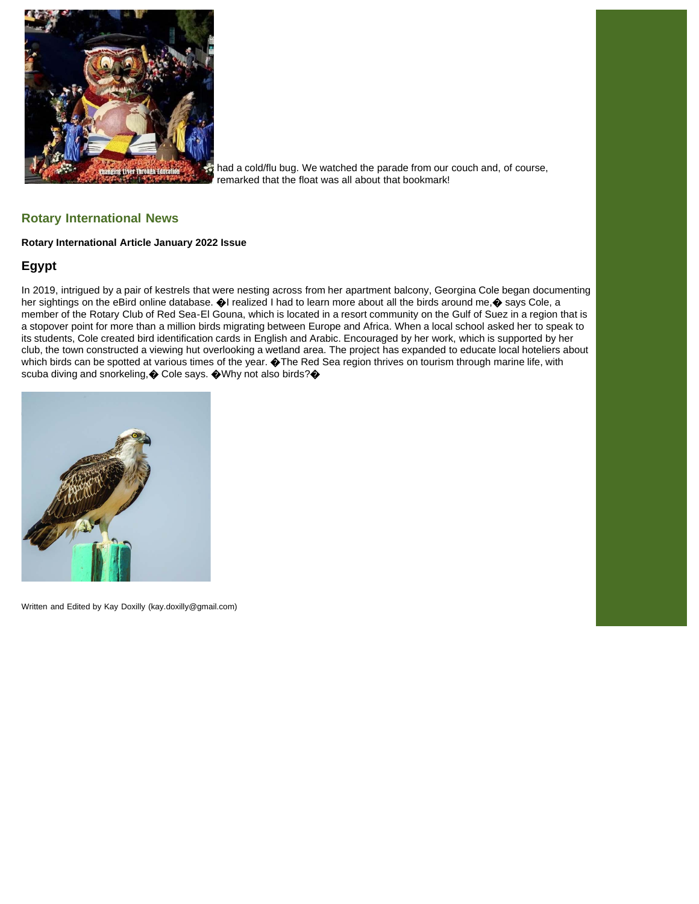had a cold/flu bug. We watched the parade from our couch and, of course, remarked that the float was all about that bookmark!

## Rotary International News

**Rotary International Article January 2022 Issue**

### Egypt

In 2019, intrigued by a pair of kestrels that were nesting across from her apartment balcony, Georgina Cole began documenting her sightings on the eBird online database. �I realized I had to learn more about all the birds around me,� says Cole, a member of the Rotary Club of Red Sea-El Gouna, which is located in a resort community on the Gulf of Suez in a region that is a stopover point for more than a million birds migrating between Europe and Africa. When a local school asked her to speak to its students, Cole created bird identification cards in English and Arabic. Encouraged by her work, which is supported by her club, the town constructed a viewing hut overlooking a wetland area. The project has expanded to educate local hoteliers about which birds can be spotted at various times of the year. �The Red Sea region thrives on tourism through marine life, with scuba diving and snorkeling,� Cole says. �Why not also birds?�

Written and Edited by Kay Doxilly (kay.doxilly@gmail.com)